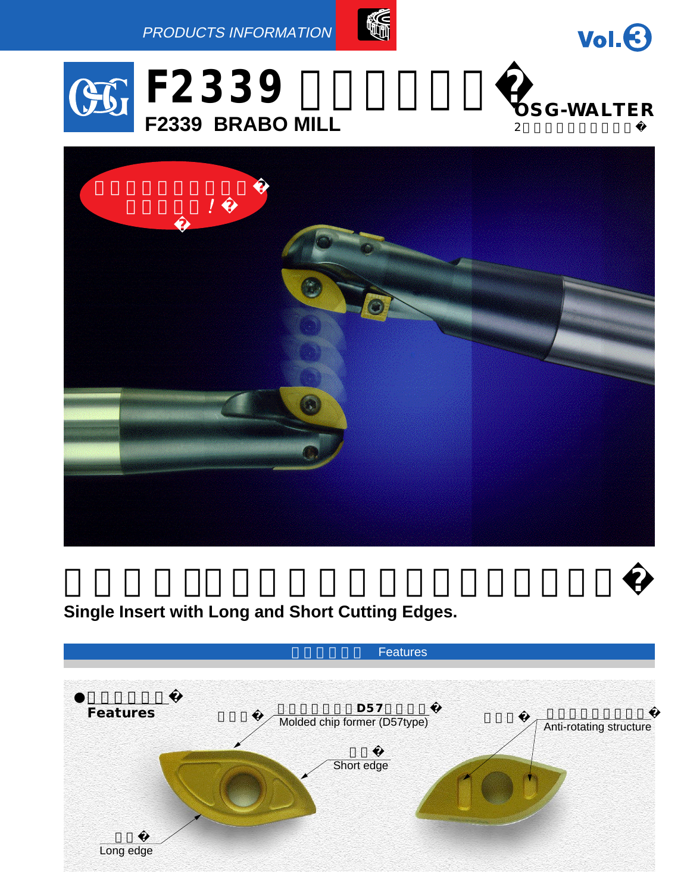PRODUCTS INFORMATION

Vol.3

# F2339

## F2339 BRABO MILL

OSG-WALTER

Single Insert with Long and Short Cutting Edges.

### Features

● Features

Molded chip former (D57type)

Anti-rotating structure

Short edge

Long edge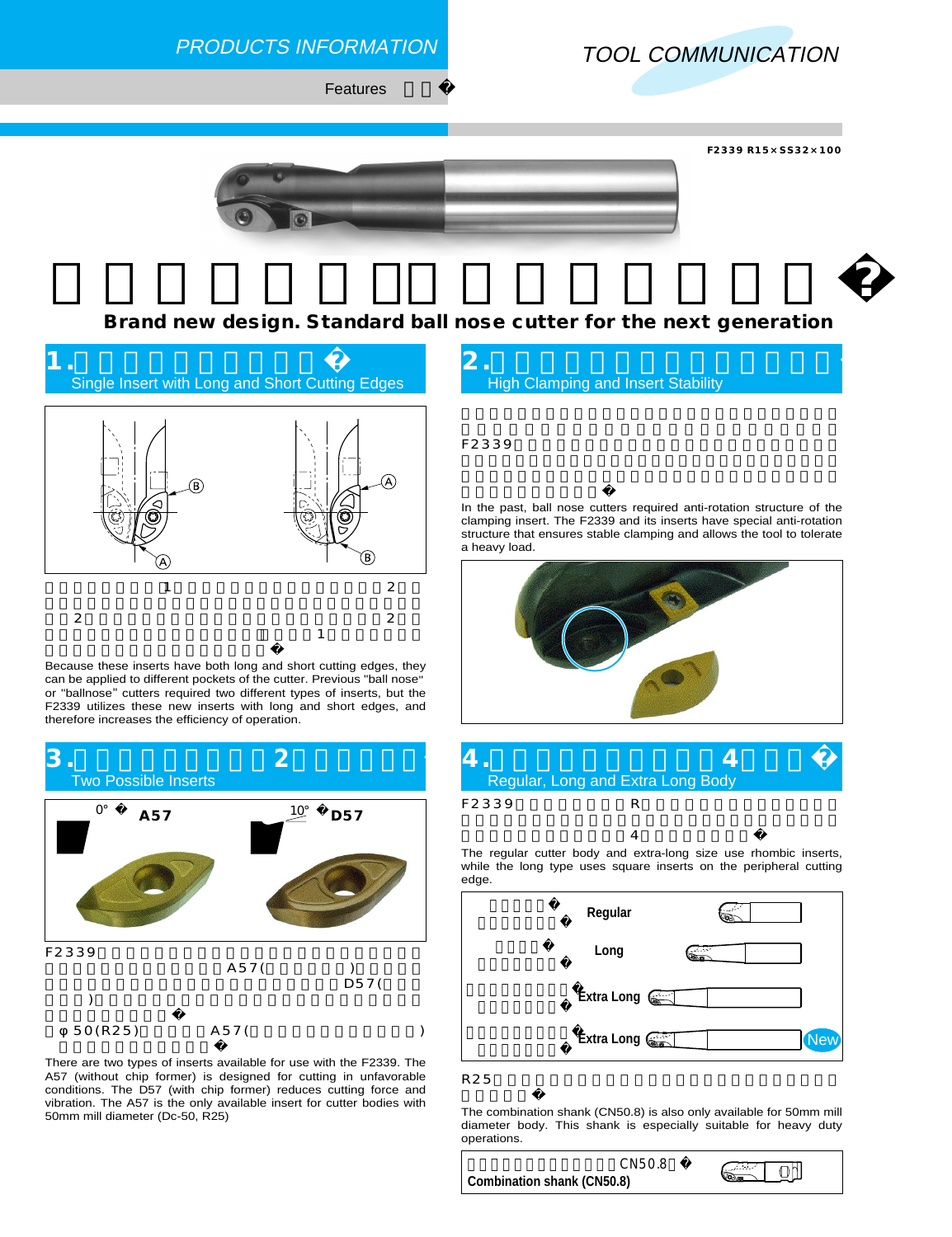PRODUCTS INFORMATION

Features

F2339 R15×SS32×100

## Brand new design. Standard ball nose cutter for the next generation

### 1. Single Insert with Long and Short Cutting Edges

Because these inserts have both long and short cutting edges, they can be applied to different pockets of the cutter. Previous "ball nose" or "ballnose" cutters required two different types of inserts, but the F2339 utilizes these new inserts with long and short edges, and therefore increases the efficiency of operation.

### 2. High Clamping and Insert Stability

In the past, ball nose cutters required anti-rotation structure of the clamping insert. The F2339 and its inserts have special anti-rotation structure that ensures stable clamping and allows the tool to tolerate a heavy load.

### 3. Two Possible Inserts

0° A57

10° D57

There are two types of inserts available for use with the F2339. The A57 (without chip former) is designed for cutting in unfavorable conditions. The D57 (with chip former) reduces cutting force and vibration. The A57 is the only available insert for cutter bodies with 50mm mill diameter (Dc-50, R25)

### 4. Regular, Long and Extra Long Body

The regular cutter body and extra-long size use rhombic inserts, while the long type uses square inserts on the peripheral cutting edge.

- Regular
- Long
- Extra Long
- Extra Long New

The combination shank (CN50.8) is also only available for 50mm mill diameter body. This shank is especially suitable for heavy duty operations.

CN50.8 Combination shank (CN50.8)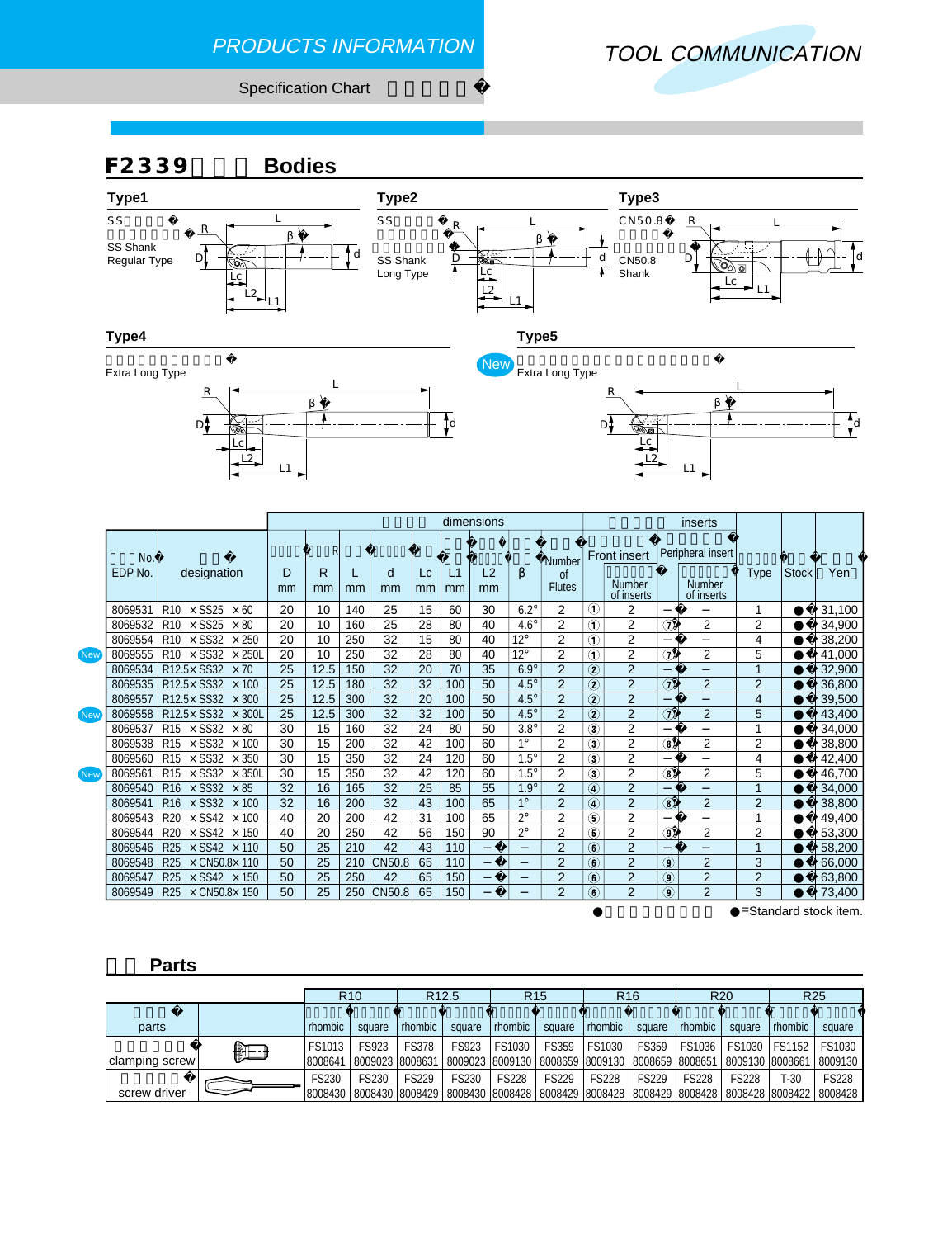## F2339 Bodies

### Type1

SS Shank
Regular Type

### Type2

SS Shank
Long Type

### Type3

CN50.8
Shank

### Type4

Extra Long Type

### Type5

New

Extra Long Type

| No. EDP No. | designation | dimensions D mm | R mm | L mm | d mm | Lc mm | L1 mm | L2 mm | β | Number of Flutes | inserts Front insert | Number of inserts | Peripheral insert | Number of inserts | Type | Stock | Yen |
|---|---|---|---|---|---|---|---|---|---|---|---|---|---|---|---|---|---|
| 8069531 | R10 ×SS25 ×60 | 20 | 10 | 140 | 25 | 15 | 60 | 30 | 6.2° | 2 | ① | 2 | – | – | 1 | ● | 31,100 |
| 8069532 | R10 ×SS25 ×80 | 20 | 10 | 160 | 25 | 28 | 80 | 40 | 4.6° | 2 | ① | 2 | ⑦ | 2 | 2 | ● | 34,900 |
| 8069554 | R10 ×SS32 ×250 | 20 | 10 | 250 | 32 | 15 | 80 | 40 | 12° | 2 | ① | 2 | – | – | 4 | ● | 38,200 |
| New 8069555 | R10 ×SS32 ×250L | 20 | 10 | 250 | 32 | 28 | 80 | 40 | 12° | 2 | ① | 2 | ⑦ | 2 | 5 | ● | 41,000 |
| 8069534 | R12.5×SS32 ×70 | 25 | 12.5 | 150 | 32 | 20 | 70 | 35 | 6.9° | 2 | ② | 2 | – | – | 1 | ● | 32,900 |
| 8069535 | R12.5×SS32 ×100 | 25 | 12.5 | 180 | 32 | 32 | 100 | 50 | 4.5° | 2 | ② | 2 | ⑦ | 2 | 2 | ● | 36,800 |
| 8069557 | R12.5×SS32 ×300 | 25 | 12.5 | 300 | 32 | 20 | 100 | 50 | 4.5° | 2 | ② | 2 | – | – | 4 | ● | 39,500 |
| New 8069558 | R12.5×SS32 ×300L | 25 | 12.5 | 300 | 32 | 32 | 100 | 50 | 4.5° | 2 | ② | 2 | ⑦ | 2 | 5 | ● | 43,400 |
| 8069537 | R15 ×SS32 ×80 | 30 | 15 | 160 | 32 | 24 | 80 | 50 | 3.8° | 2 | ③ | 2 | – | – | 1 | ● | 34,000 |
| 8069538 | R15 ×SS32 ×100 | 30 | 15 | 200 | 32 | 42 | 100 | 60 | 1° | 2 | ③ | 2 | ⑧ | 2 | 2 | ● | 38,800 |
| 8069560 | R15 ×SS32 ×350 | 30 | 15 | 350 | 32 | 24 | 120 | 60 | 1.5° | 2 | ③ | 2 | – | – | 4 | ● | 42,400 |
| New 8069561 | R15 ×SS32 ×350L | 30 | 15 | 350 | 32 | 42 | 120 | 60 | 1.5° | 2 | ③ | 2 | ⑧ | 2 | 5 | ● | 46,700 |
| 8069540 | R16 ×SS32 ×85 | 32 | 16 | 165 | 32 | 25 | 85 | 55 | 1.9° | 2 | ④ | 2 | – | – | 1 | ● | 34,000 |
| 8069541 | R16 ×SS32 ×100 | 32 | 16 | 200 | 32 | 43 | 100 | 65 | 1° | 2 | ④ | 2 | ⑧ | 2 | 2 | ● | 38,800 |
| 8069543 | R20 ×SS42 ×100 | 40 | 20 | 200 | 42 | 31 | 100 | 65 | 2° | 2 | ⑤ | 2 | – | – | 1 | ● | 49,400 |
| 8069544 | R20 ×SS42 ×150 | 40 | 20 | 250 | 42 | 56 | 150 | 90 | 2° | 2 | ⑤ | 2 | ⑨ | 2 | 2 | ● | 53,300 |
| 8069546 | R25 ×SS42 ×110 | 50 | 25 | 210 | 42 | 43 | 110 | – | – | 2 | ⑥ | 2 | – | – | 1 | ● | 58,200 |
| 8069548 | R25 ×CN50.8×110 | 50 | 25 | 210 | CN50.8 | 65 | 110 | – | – | 2 | ⑥ | 2 | ⑨ | 2 | 3 | ● | 66,000 |
| 8069547 | R25 ×SS42 ×150 | 50 | 25 | 250 | 42 | 65 | 150 | – | – | 2 | ⑥ | 2 | ⑨ | 2 | 2 | ● | 63,800 |
| 8069549 | R25 ×CN50.8×150 | 50 | 25 | 250 | CN50.8 | 65 | 150 | – | – | 2 | ⑥ | 2 | ⑨ | 2 | 3 | ● | 73,400 |

● =Standard stock item.

## Parts

| parts | | R10 rhombic | R10 square | R12.5 rhombic | R12.5 square | R15 rhombic | R15 square | R16 rhombic | R16 square | R20 rhombic | R20 square | R25 rhombic | R25 square |
|---|---|---|---|---|---|---|---|---|---|---|---|---|---|
| clamping screw | | FS1013 8008641 | FS923 8009023 | FS378 8008631 | FS923 8009023 | FS1030 8009130 | FS359 8008659 | FS1030 8009130 | FS359 8008659 | FS1036 8008651 | FS1030 8009130 | FS1152 8008661 | FS1030 8009130 |
| screw driver | | FS230 8008430 | FS230 8008430 | FS229 8008429 | FS230 8008430 | FS228 8008428 | FS229 8008429 | FS228 8008428 | FS229 8008429 | FS228 8008428 | FS228 8008428 | T-30 8008422 | FS228 8008428 |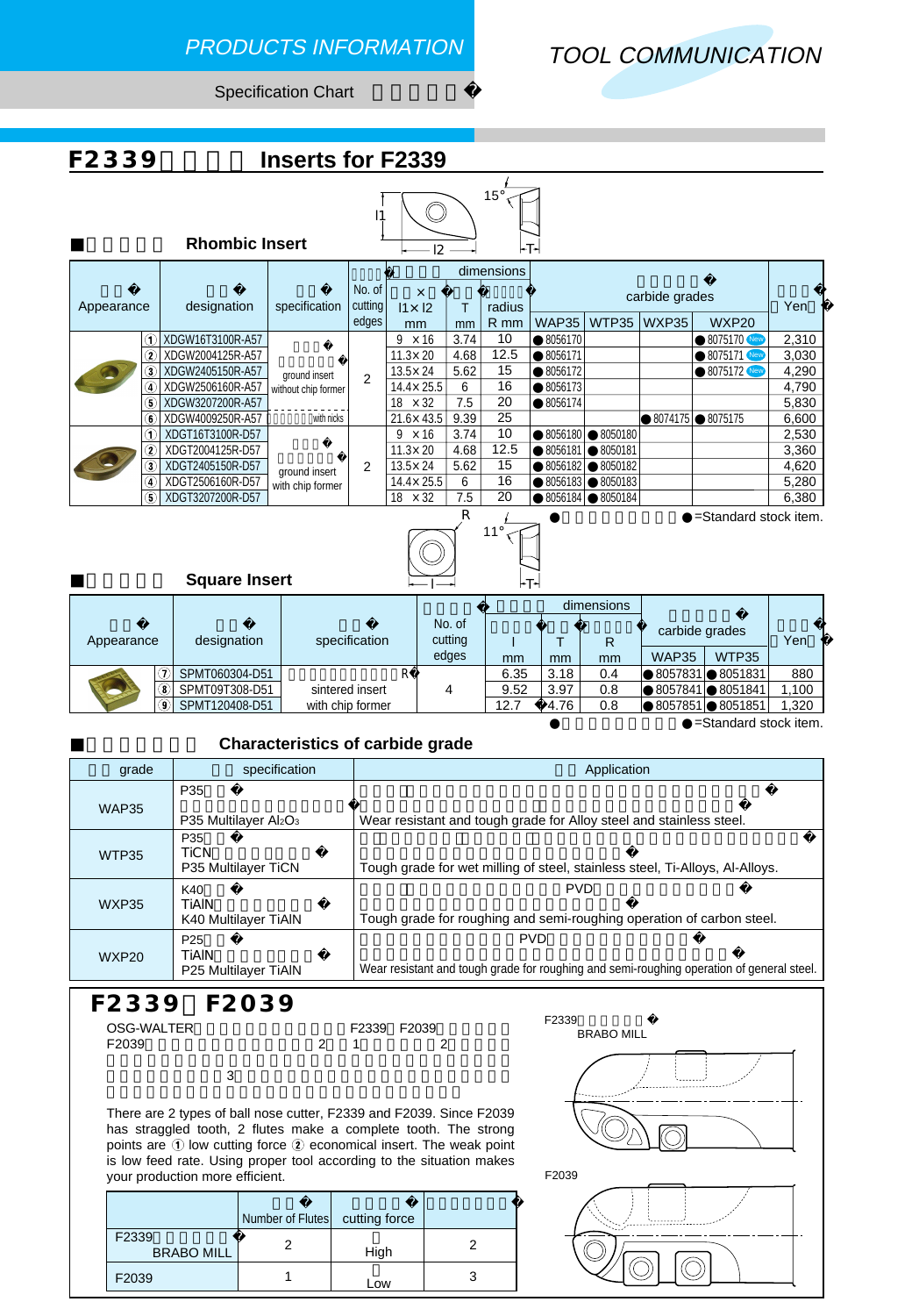PRODUCTS INFORMATION

TOOL COMMUNICATION

Specification Chart

# F2339 Inserts for F2339

## Rhombic Insert

| Appearance | designation | specification | No. of cutting edges | l1×l2 mm | T mm | radius R mm | WAP35 | WTP35 | WXP35 | WXP20 | Yen |
|---|---|---|---|---|---|---|---|---|---|---|---|
| | ① XDGW16T3100R-A57 | ground insert without chip former | 2 | 9 ×16 | 3.74 | 10 | ● 8056170 | | | ● 8075170 New | 2,310 |
| | ② XDGW2004125R-A57 | | | 11.3×20 | 4.68 | 12.5 | ● 8056171 | | | ● 8075171 New | 3,030 |
| | ③ XDGW2405150R-A57 | | | 13.5×24 | 5.62 | 15 | ● 8056172 | | | ● 8075172 New | 4,290 |
| | ④ XDGW2506160R-A57 | | | 14.4×25.5 | 6 | 16 | ● 8056173 | | | | 4,790 |
| | ⑤ XDGW3207200R-A57 | | | 18 ×32 | 7.5 | 20 | ● 8056174 | | | | 5,830 |
| | ⑥ XDGW4009250R-A57 | with nicks | | 21.6×43.5 | 9.39 | 25 | | | ● 8074175 | ● 8075175 | 6,600 |
| | ① XDGT16T3100R-D57 | ground insert with chip former | 2 | 9 ×16 | 3.74 | 10 | ● 8056180 | ● 8050180 | | | 2,530 |
| | ② XDGT2004125R-D57 | | | 11.3×20 | 4.68 | 12.5 | ● 8056181 | ● 8050181 | | | 3,360 |
| | ③ XDGT2405150R-D57 | | | 13.5×24 | 5.62 | 15 | ● 8056182 | ● 8050182 | | | 4,620 |
| | ④ XDGT2506160R-D57 | | | 14.4×25.5 | 6 | 16 | ● 8056183 | ● 8050183 | | | 5,280 |
| | ⑤ XDGT3207200R-D57 | | | 18 ×32 | 7.5 | 20 | ● 8056184 | ● 8050184 | | | 6,380 |

● =Standard stock item.

## Square Insert

| Appearance | designation | specification | No. of cutting edges | l mm | T mm | R mm | WAP35 | WTP35 | Yen |
|---|---|---|---|---|---|---|---|---|---|
| | ⑦ SPMT060304-D51 | sintered insert with chip former | 4 | 6.35 | 3.18 | 0.4 | ● 8057831 | ● 8051831 | 880 |
| | ⑧ SPMT09T308-D51 | | | 9.52 | 3.97 | 0.8 | ● 8057841 | ● 8051841 | 1,100 |
| | ⑨ SPMT120408-D51 | | | 12.7 | 4.76 | 0.8 | ● 8057851 | ● 8051851 | 1,320 |

● =Standard stock item.

## Characteristics of carbide grade

| grade | specification | Application |
|---|---|---|
| WAP35 | P35 Multilayer $Al_2O_3$ | Wear resistant and tough grade for Alloy steel and stainless steel. |
| WTP35 | P35 TiCN P35 Multilayer TiCN | Tough grade for wet milling of steel, stainless steel, Ti-Alloys, Al-Alloys. |
| WXP35 | K40 TiAlN K40 Multilayer TiAlN | PVD Tough grade for roughing and semi-roughing operation of carbon steel. |
| WXP20 | P25 TiAlN P25 Multilayer TiAlN | PVD Wear resistant and tough grade for roughing and semi-roughing operation of general steel. |

## F2339 F2039

OSG-WALTER F2339 F2039 F2039 2 1 2 3

There are 2 types of ball nose cutter, F2339 and F2039. Since F2039 has straggled tooth, 2 flutes make a complete tooth. The strong points are ① low cutting force ② economical insert. The weak point is low feed rate. Using proper tool according to the situation makes your production more efficient.

| | Number of Flutes | cutting force | |
|---|---|---|---|
| F2339 BRABO MILL | 2 | High | 2 |
| F2039 | 1 | Low | 3 |

F2339 BRABO MILL

F2039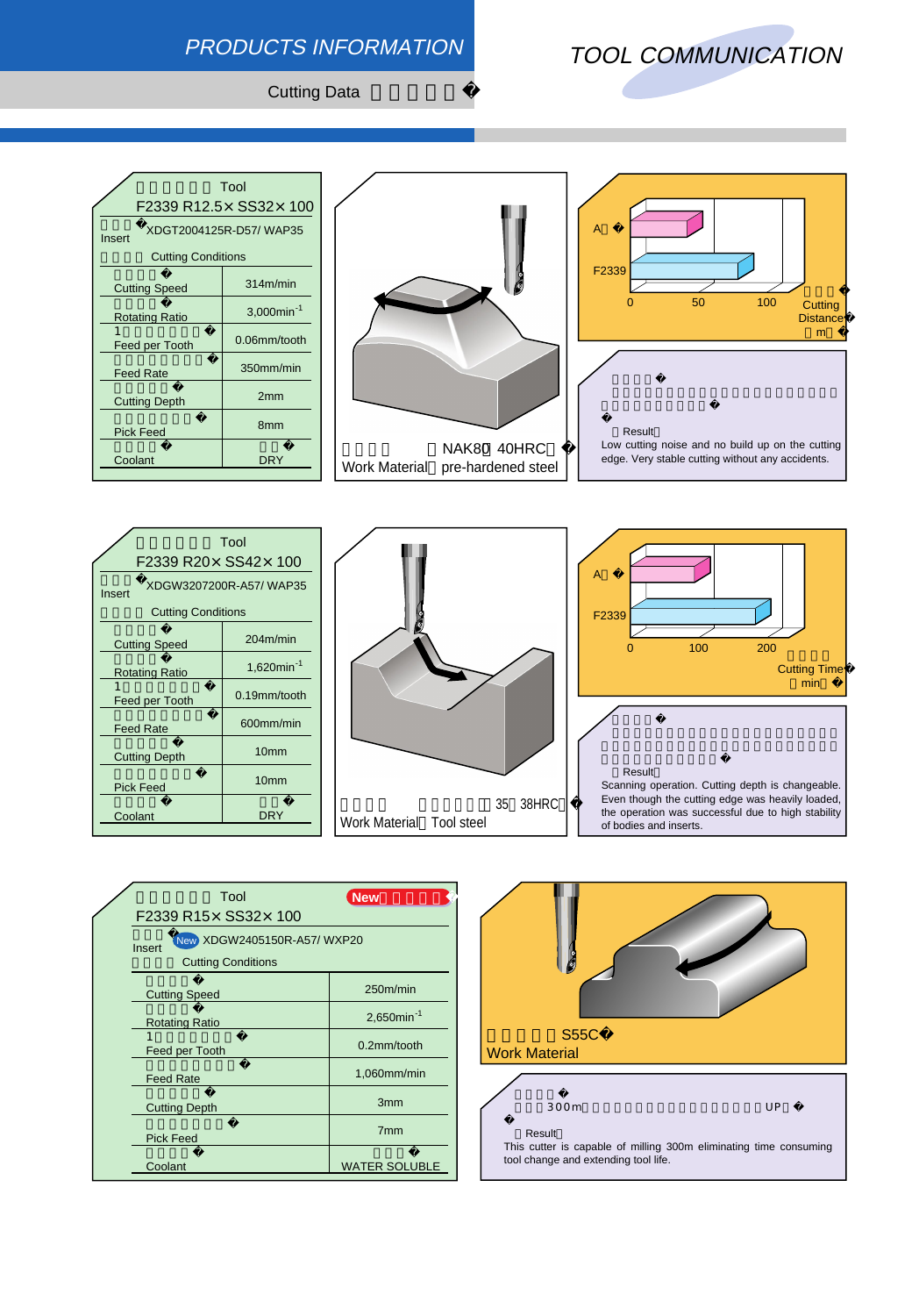# PRODUCTS INFORMATION

## TOOL COMMUNICATION

Cutting Data

### Tool

F2339 R12.5× SS32× 100

Insert XDGT2004125R-D57/ WAP35

Cutting Conditions

| | |
|---|---|
| Cutting Speed | 314m/min |
| Rotating Ratio | 3,000min-1 |
| Feed per Tooth | 0.06mm/tooth |
| Feed Rate | 350mm/min |
| Cutting Depth | 2mm |
| Pick Feed | 8mm |
| Coolant | DRY |

Work Material NAK80 40HRC pre-hardened steel

A / F2339 — Cutting Distance (m): 0, 50, 100

Result
Low cutting noise and no build up on the cutting edge. Very stable cutting without any accidents.

### Tool

F2339 R20× SS42× 100

Insert XDGW3207200R-A57/ WAP35

Cutting Conditions

| | |
|---|---|
| Cutting Speed | 204m/min |
| Rotating Ratio | 1,620min-1 |
| Feed per Tooth | 0.19mm/tooth |
| Feed Rate | 600mm/min |
| Cutting Depth | 10mm |
| Pick Feed | 10mm |
| Coolant | DRY |

Work Material 35 38HRC Tool steel

A / F2339 — Cutting Time (min): 0, 100, 200

Result
Scanning operation. Cutting depth is changeable. Even though the cutting edge was heavily loaded, the operation was successful due to high stability of bodies and inserts.

### Tool

New

F2339 R15× SS32× 100

Insert New XDGW2405150R-A57/ WXP20

Cutting Conditions

| | |
|---|---|
| Cutting Speed | 250m/min |
| Rotating Ratio | 2,650min-1 |
| Feed per Tooth | 0.2mm/tooth |
| Feed Rate | 1,060mm/min |
| Cutting Depth | 3mm |
| Pick Feed | 7mm |
| Coolant | WATER SOLUBLE |

S55C
Work Material

300m UP

Result
This cutter is capable of milling 300m eliminating time consuming tool change and extending tool life.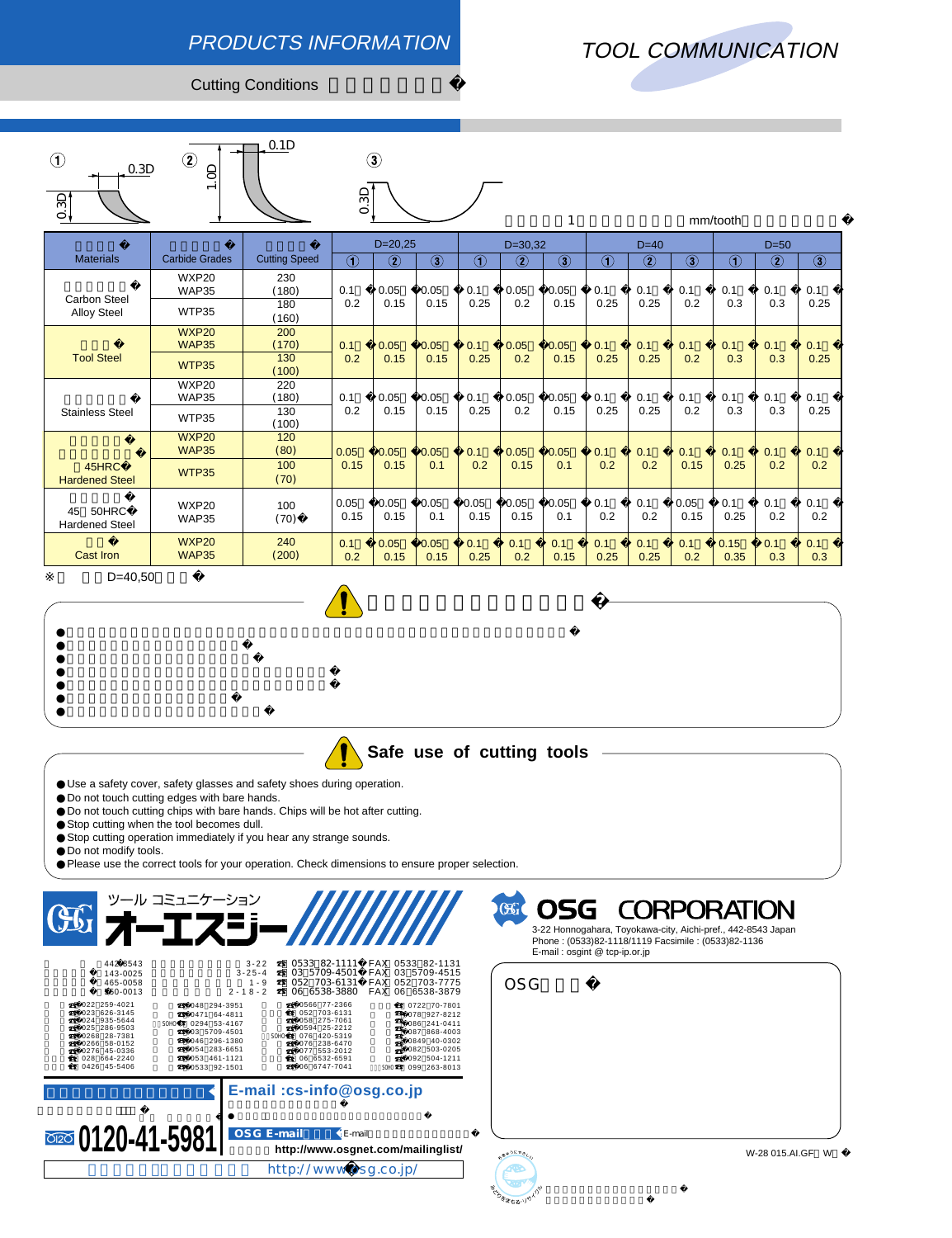PRODUCTS INFORMATION

TOOL COMMUNICATION

Cutting Conditions

① 0.3D 0.3D

② 1.0D 0.1D

③ 0.3D

mm/tooth

| Materials | Carbide Grades | Cutting Speed | D=20,25 ① | D=20,25 ② | D=20,25 ③ | D=30,32 ① | D=30,32 ② | D=30,32 ③ | D=40 ① | D=40 ② | D=40 ③ | D=50 ① | D=50 ② | D=50 ③ |
|---|---|---|---|---|---|---|---|---|---|---|---|---|---|---|
| Carbon Steel Alloy Steel | WXP20 WAP35 | 230 (180) | 0.1 0.2 | 0.05 0.15 | 0.05 0.15 | 0.1 0.25 | 0.05 0.2 | 0.05 0.15 | 0.1 0.25 | 0.1 0.25 | 0.1 0.2 | 0.1 0.3 | 0.1 0.3 | 0.1 0.25 |
| | WTP35 | 180 (160) | | | | | | | | | | | | |
| Tool Steel | WXP20 WAP35 | 200 (170) | 0.1 0.2 | 0.05 0.15 | 0.05 0.15 | 0.1 0.25 | 0.05 0.2 | 0.05 0.15 | 0.1 0.25 | 0.1 0.25 | 0.1 0.2 | 0.1 0.3 | 0.1 0.3 | 0.1 0.25 |
| | WTP35 | 130 (100) | | | | | | | | | | | | |
| Stainless Steel | WXP20 WAP35 | 220 (180) | 0.1 0.2 | 0.05 0.15 | 0.05 0.15 | 0.1 0.25 | 0.05 0.2 | 0.05 0.15 | 0.1 0.25 | 0.1 0.25 | 0.1 0.2 | 0.1 0.3 | 0.1 0.3 | 0.1 0.25 |
| | WTP35 | 130 (100) | | | | | | | | | | | | |
| 45HRC Hardened Steel | WXP20 WAP35 | 120 (80) | 0.05 0.15 | 0.05 0.15 | 0.05 0.1 | 0.1 0.2 | 0.05 0.15 | 0.05 0.1 | 0.1 0.2 | 0.1 0.2 | 0.1 0.15 | 0.1 0.25 | 0.1 0.2 | 0.1 0.2 |
| | WTP35 | 100 (70) | | | | | | | | | | | | |
| 45 50HRC Hardened Steel | WXP20 WAP35 | 100 (70) | 0.05 0.15 | 0.05 0.15 | 0.05 0.1 | 0.05 0.15 | 0.05 0.15 | 0.05 0.1 | 0.1 0.2 | 0.1 0.2 | 0.05 0.15 | 0.1 0.25 | 0.1 0.2 | 0.1 0.2 |
| Cast Iron | WXP20 WAP35 | 240 (200) | 0.1 0.2 | 0.05 0.15 | 0.05 0.15 | 0.1 0.25 | 0.1 0.2 | 0.1 0.15 | 0.1 0.25 | 0.1 0.25 | 0.1 0.2 | 0.15 0.35 | 0.1 0.3 | 0.1 0.3 |

※ D=40,50

## Safe use of cutting tools

- Use a safety cover, safety glasses and safety shoes during operation.
- Do not touch cutting edges with bare hands.
- Do not touch cutting chips with bare hands. Chips will be hot after cutting.
- Stop cutting when the tool becomes dull.
- Stop cutting operation immediately if you hear any strange sounds.
- Do not modify tools.
- Please use the correct tools for your operation. Check dimensions to ensure proper selection.

ツール コミュニケーション

オーエスジー

**OSG CORPORATION**

3-22 Honnogahara, Toyokawa-city, Aichi-pref., 442-8543 Japan
Phone : (0533)82-1118/1119 Facsimile : (0533)82-1136
E-mail : osgint @ tcp-ip.or.jp

442-8543 3-22 0533 82-1111 FAX 0533 82-1131
143-0025 3-25-4 03 5709-4501 FAX 03 5709-4515
465-0058 1-9 052 703-6131 FAX 052 703-7775
550-0013 2-18-2 06 6538-3880 FAX 06 6538-3879

022 259-4021 / 023 626-3145 / 024 935-5644 / 025 286-9503 / 0268 28-7381 / 0266 58-0152 / 0276 45-0336 / 028 664-2240 / 0426 45-5406
048 294-3951 / 0471 64-4811 / SOHO 0294 53-4167 / 03 5709-4501 / 046 296-1380 / 054 283-6651 / 053 461-1121 / 0533 92-1501
0566 77-2366 / 052 703-6131 / 058 275-7061 / 0594 25-2212 / SOHO 076 420-5319 / 076 238-6470 / 077 553-2012 / 06 6532-6591 / 06 6747-7041
0722 70-7801 / 078 927-8212 / 086 241-0411 / 087 868-4003 / 0849 40-0302 / 082 503-0205 / 092 504-1211 / SOHO 099 263-8013

0120-41-5981

**E-mail :cs-info@osg.co.jp**

**OSG E-mail** E-mail

**http://www.osgnet.com/mailinglist/**

http://www.osg.co.jp/

OSG

W-28 015.AI.GF W